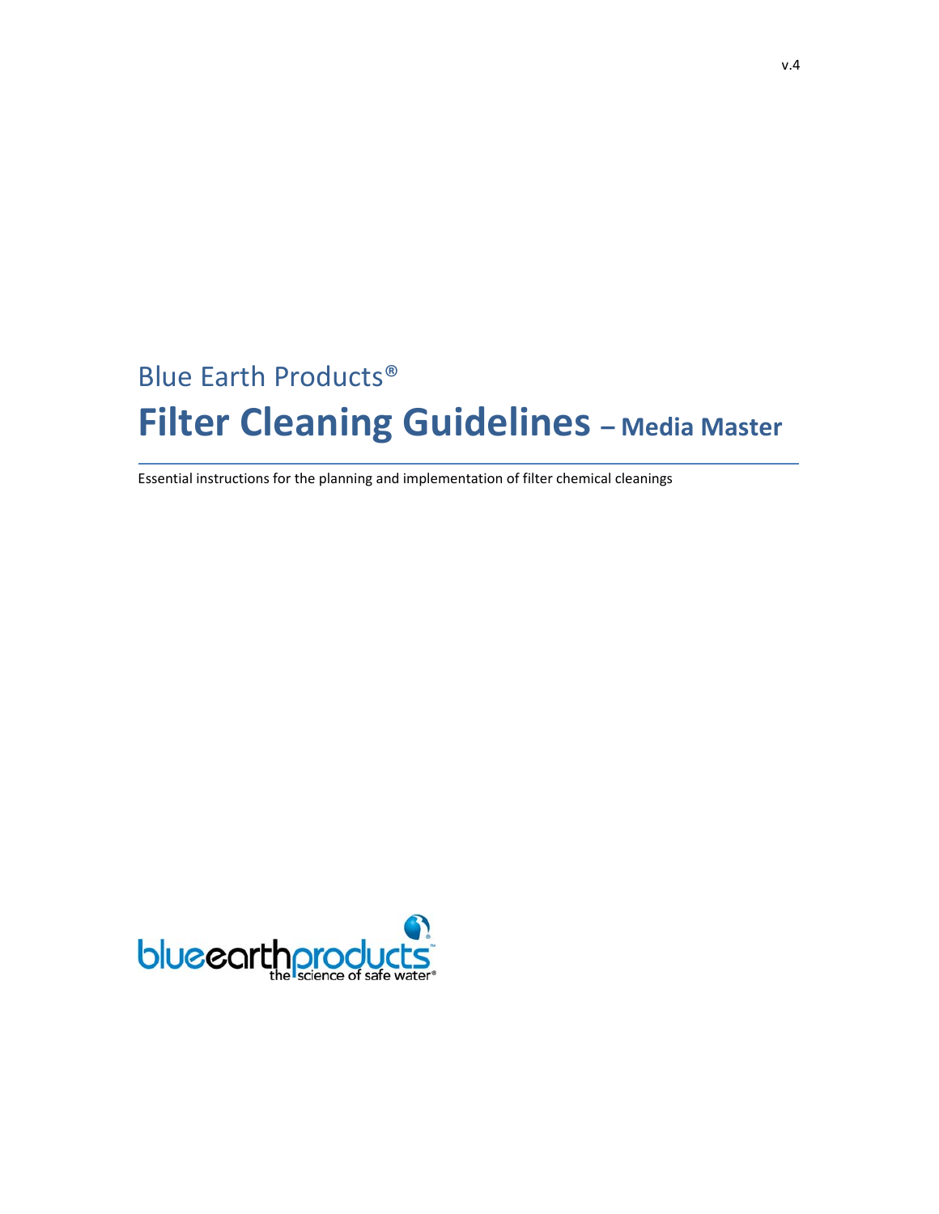v.4

Blue Earth Products®

# Filter Cleaning Guidelines – Media Master

Essential instructions for the planning and implementation of filter chemical cleanings

blueearthproducts
the science of safe water®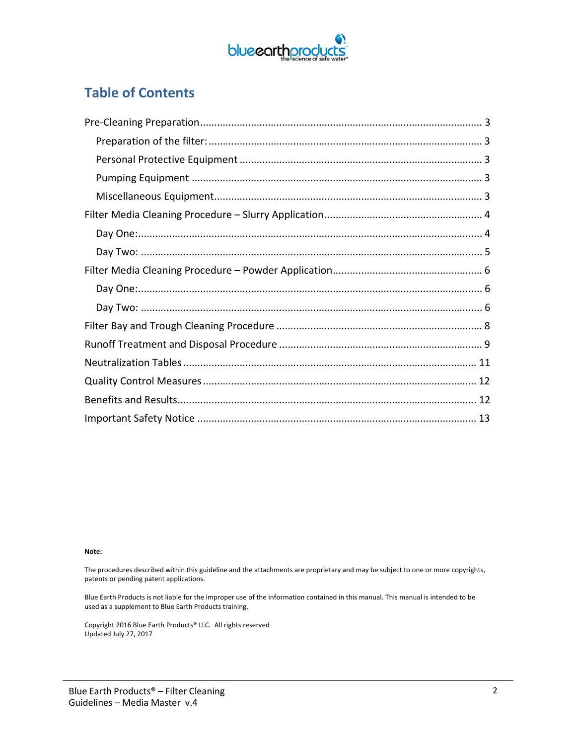# Table of Contents

- Pre-Cleaning Preparation ........ 3
  - Preparation of the filter: ........ 3
  - Personal Protective Equipment ........ 3
  - Pumping Equipment ........ 3
  - Miscellaneous Equipment ........ 3
- Filter Media Cleaning Procedure – Slurry Application ........ 4
  - Day One: ........ 4
  - Day Two: ........ 5
- Filter Media Cleaning Procedure – Powder Application ........ 6
  - Day One: ........ 6
  - Day Two: ........ 6
- Filter Bay and Trough Cleaning Procedure ........ 8
- Runoff Treatment and Disposal Procedure ........ 9
- Neutralization Tables ........ 11
- Quality Control Measures ........ 12
- Benefits and Results ........ 12
- Important Safety Notice ........ 13

**Note:**

The procedures described within this guideline and the attachments are proprietary and may be subject to one or more copyrights, patents or pending patent applications.

Blue Earth Products is not liable for the improper use of the information contained in this manual. This manual is intended to be used as a supplement to Blue Earth Products training.

Copyright 2016 Blue Earth Products® LLC. All rights reserved
Updated July 27, 2017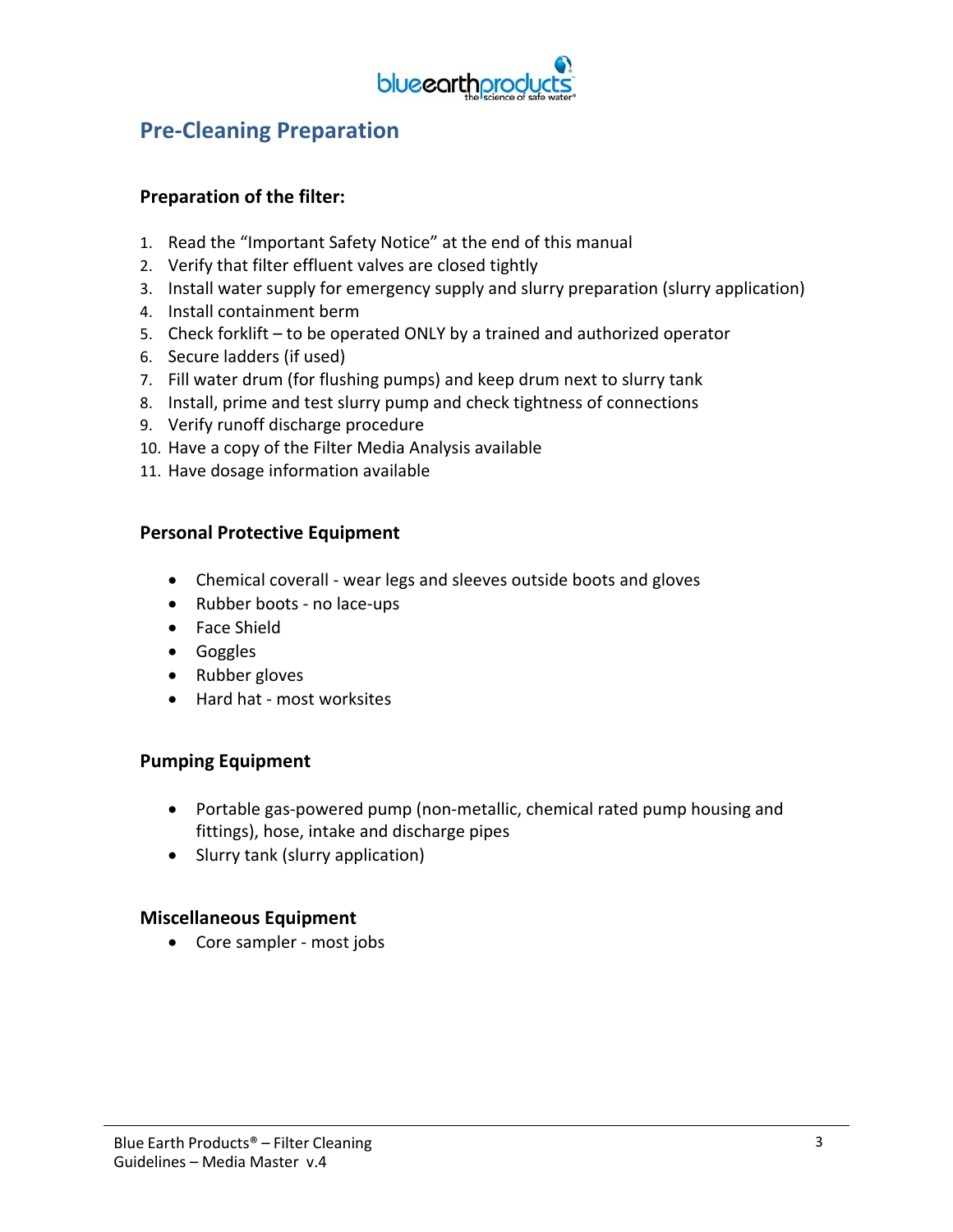# Pre-Cleaning Preparation

### Preparation of the filter:

1. Read the "Important Safety Notice" at the end of this manual
2. Verify that filter effluent valves are closed tightly
3. Install water supply for emergency supply and slurry preparation (slurry application)
4. Install containment berm
5. Check forklift – to be operated ONLY by a trained and authorized operator
6. Secure ladders (if used)
7. Fill water drum (for flushing pumps) and keep drum next to slurry tank
8. Install, prime and test slurry pump and check tightness of connections
9. Verify runoff discharge procedure
10. Have a copy of the Filter Media Analysis available
11. Have dosage information available

### Personal Protective Equipment

- Chemical coverall - wear legs and sleeves outside boots and gloves
- Rubber boots - no lace-ups
- Face Shield
- Goggles
- Rubber gloves
- Hard hat - most worksites

### Pumping Equipment

- Portable gas-powered pump (non-metallic, chemical rated pump housing and fittings), hose, intake and discharge pipes
- Slurry tank (slurry application)

### Miscellaneous Equipment

- Core sampler - most jobs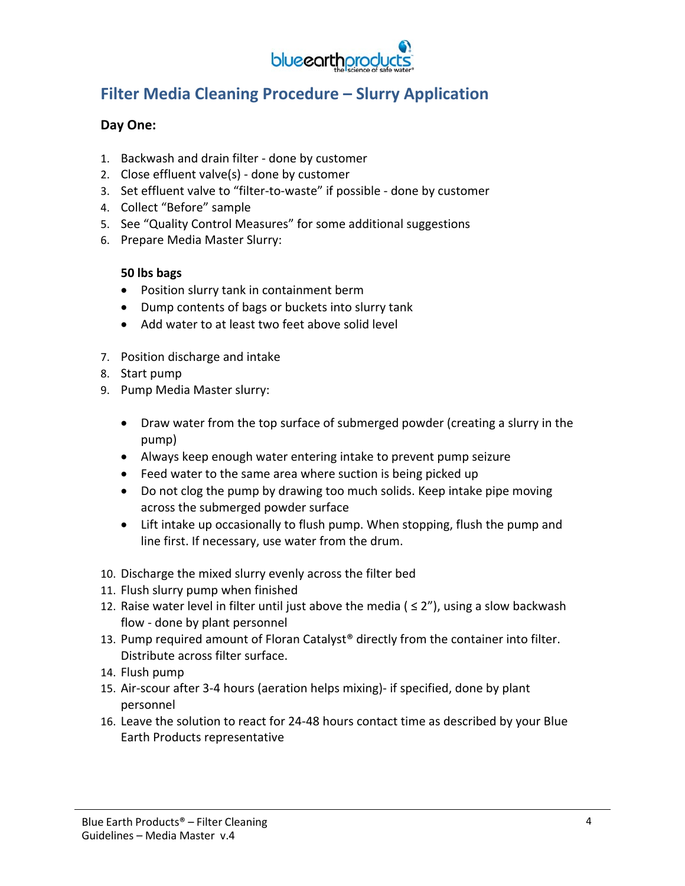## Filter Media Cleaning Procedure – Slurry Application

### Day One:

1. Backwash and drain filter - done by customer
2. Close effluent valve(s) - done by customer
3. Set effluent valve to "filter-to-waste" if possible - done by customer
4. Collect "Before" sample
5. See "Quality Control Measures" for some additional suggestions
6. Prepare Media Master Slurry:

   **50 lbs bags**

   - Position slurry tank in containment berm
   - Dump contents of bags or buckets into slurry tank
   - Add water to at least two feet above solid level

7. Position discharge and intake
8. Start pump
9. Pump Media Master slurry:

   - Draw water from the top surface of submerged powder (creating a slurry in the pump)
   - Always keep enough water entering intake to prevent pump seizure
   - Feed water to the same area where suction is being picked up
   - Do not clog the pump by drawing too much solids. Keep intake pipe moving across the submerged powder surface
   - Lift intake up occasionally to flush pump. When stopping, flush the pump and line first. If necessary, use water from the drum.

10. Discharge the mixed slurry evenly across the filter bed
11. Flush slurry pump when finished
12. Raise water level in filter until just above the media ( ≤ 2"), using a slow backwash flow - done by plant personnel
13. Pump required amount of Floran Catalyst® directly from the container into filter. Distribute across filter surface.
14. Flush pump
15. Air-scour after 3-4 hours (aeration helps mixing)- if specified, done by plant personnel
16. Leave the solution to react for 24-48 hours contact time as described by your Blue Earth Products representative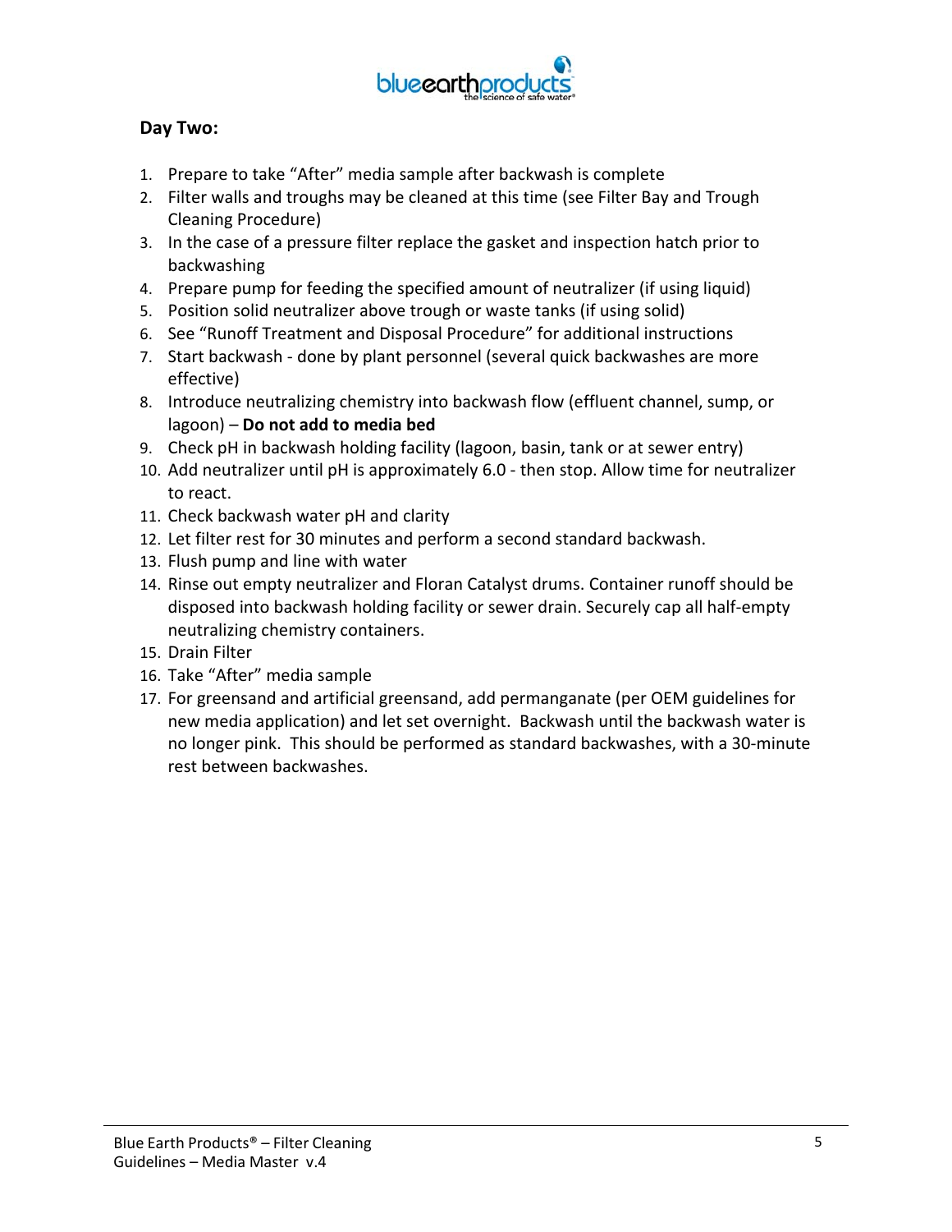**Day Two:**

1. Prepare to take "After" media sample after backwash is complete
2. Filter walls and troughs may be cleaned at this time (see Filter Bay and Trough Cleaning Procedure)
3. In the case of a pressure filter replace the gasket and inspection hatch prior to backwashing
4. Prepare pump for feeding the specified amount of neutralizer (if using liquid)
5. Position solid neutralizer above trough or waste tanks (if using solid)
6. See "Runoff Treatment and Disposal Procedure" for additional instructions
7. Start backwash - done by plant personnel (several quick backwashes are more effective)
8. Introduce neutralizing chemistry into backwash flow (effluent channel, sump, or lagoon) – **Do not add to media bed**
9. Check pH in backwash holding facility (lagoon, basin, tank or at sewer entry)
10. Add neutralizer until pH is approximately 6.0 - then stop. Allow time for neutralizer to react.
11. Check backwash water pH and clarity
12. Let filter rest for 30 minutes and perform a second standard backwash.
13. Flush pump and line with water
14. Rinse out empty neutralizer and Floran Catalyst drums. Container runoff should be disposed into backwash holding facility or sewer drain. Securely cap all half-empty neutralizing chemistry containers.
15. Drain Filter
16. Take "After" media sample
17. For greensand and artificial greensand, add permanganate (per OEM guidelines for new media application) and let set overnight. Backwash until the backwash water is no longer pink. This should be performed as standard backwashes, with a 30-minute rest between backwashes.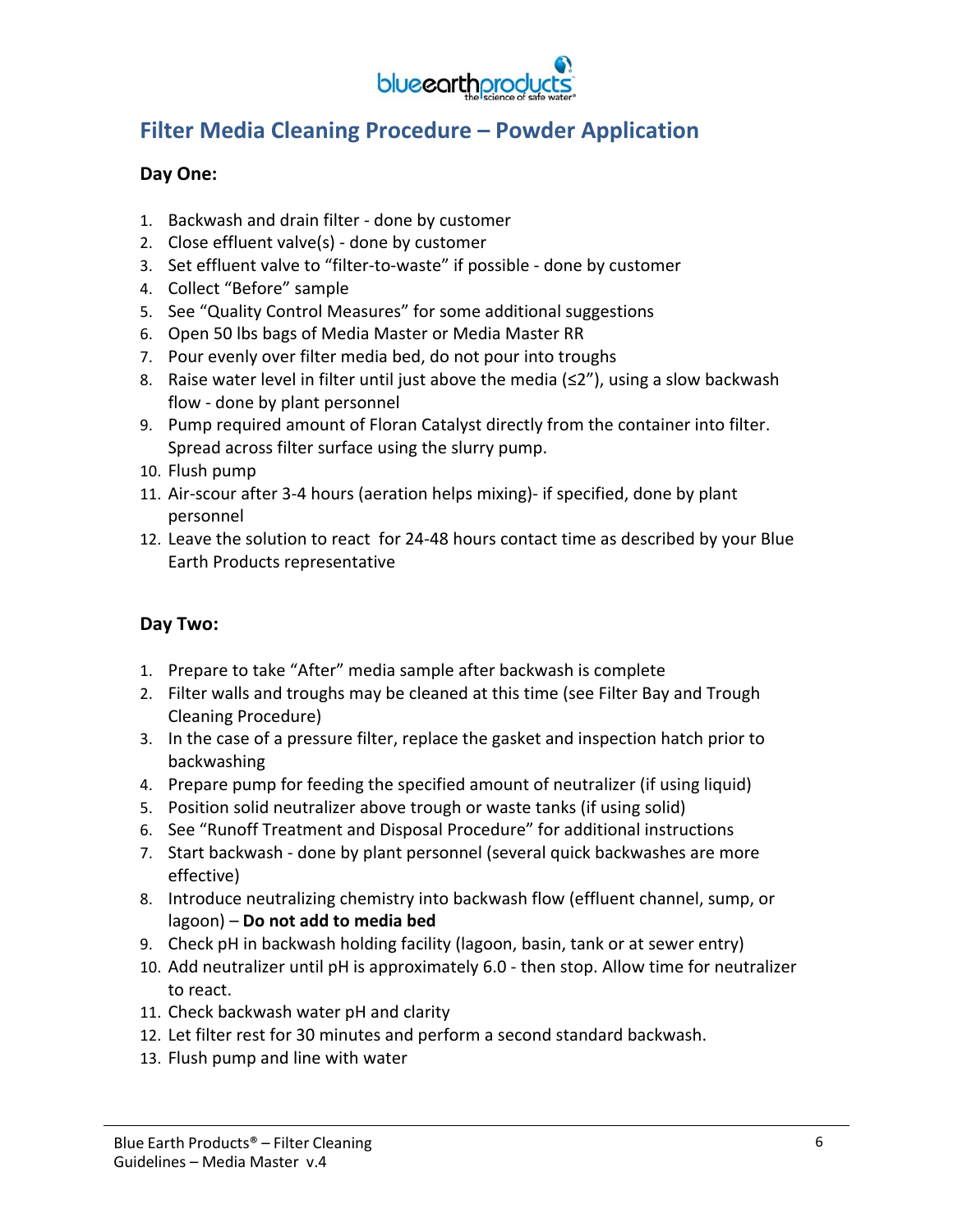## Filter Media Cleaning Procedure – Powder Application

**Day One:**

1. Backwash and drain filter - done by customer
2. Close effluent valve(s) - done by customer
3. Set effluent valve to "filter-to-waste" if possible - done by customer
4. Collect "Before" sample
5. See "Quality Control Measures" for some additional suggestions
6. Open 50 lbs bags of Media Master or Media Master RR
7. Pour evenly over filter media bed, do not pour into troughs
8. Raise water level in filter until just above the media (≤2"), using a slow backwash flow - done by plant personnel
9. Pump required amount of Floran Catalyst directly from the container into filter. Spread across filter surface using the slurry pump.
10. Flush pump
11. Air-scour after 3-4 hours (aeration helps mixing)- if specified, done by plant personnel
12. Leave the solution to react for 24-48 hours contact time as described by your Blue Earth Products representative

**Day Two:**

1. Prepare to take "After" media sample after backwash is complete
2. Filter walls and troughs may be cleaned at this time (see Filter Bay and Trough Cleaning Procedure)
3. In the case of a pressure filter, replace the gasket and inspection hatch prior to backwashing
4. Prepare pump for feeding the specified amount of neutralizer (if using liquid)
5. Position solid neutralizer above trough or waste tanks (if using solid)
6. See "Runoff Treatment and Disposal Procedure" for additional instructions
7. Start backwash - done by plant personnel (several quick backwashes are more effective)
8. Introduce neutralizing chemistry into backwash flow (effluent channel, sump, or lagoon) – **Do not add to media bed**
9. Check pH in backwash holding facility (lagoon, basin, tank or at sewer entry)
10. Add neutralizer until pH is approximately 6.0 - then stop. Allow time for neutralizer to react.
11. Check backwash water pH and clarity
12. Let filter rest for 30 minutes and perform a second standard backwash.
13. Flush pump and line with water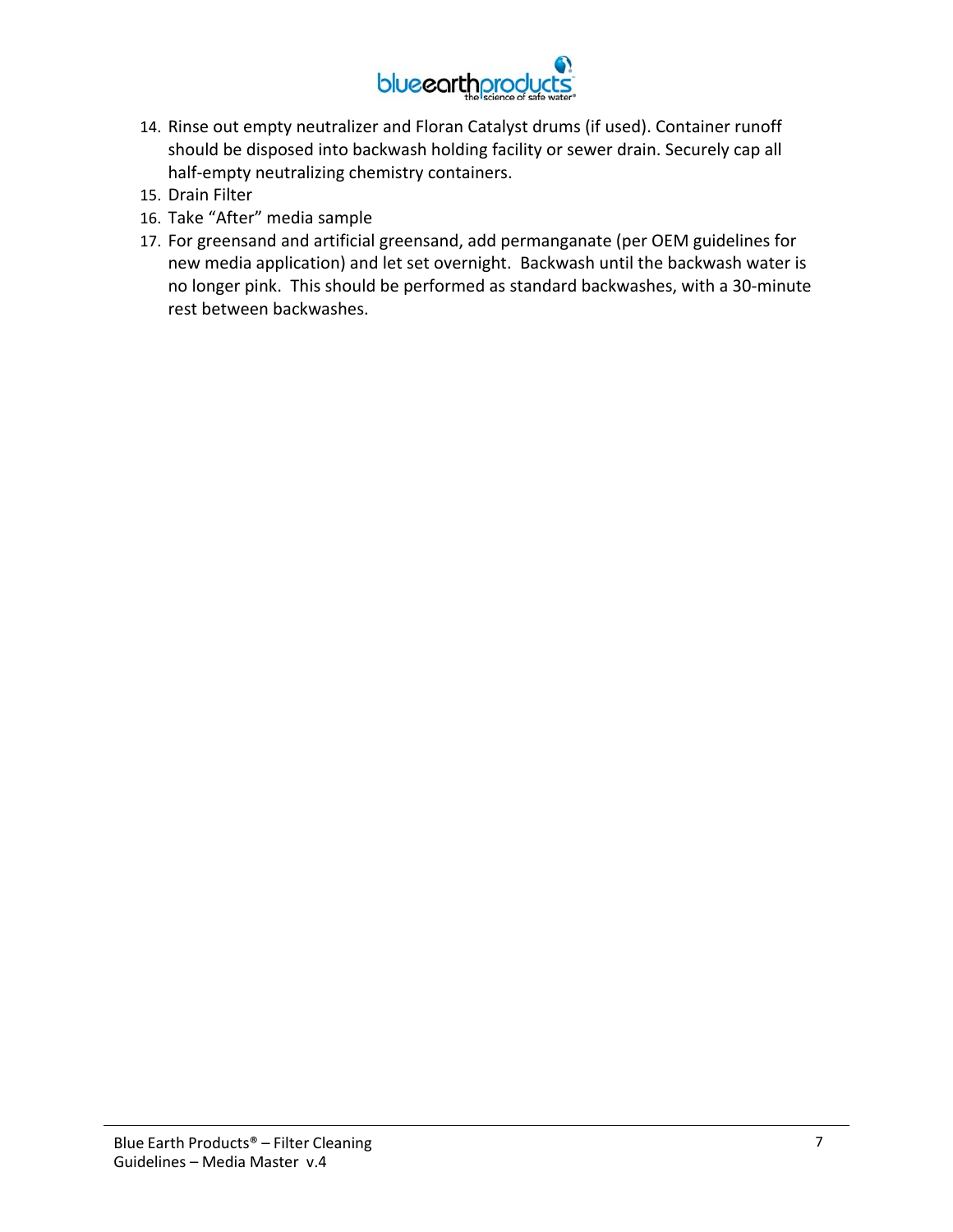14. Rinse out empty neutralizer and Floran Catalyst drums (if used). Container runoff should be disposed into backwash holding facility or sewer drain. Securely cap all half-empty neutralizing chemistry containers.
15. Drain Filter
16. Take “After” media sample
17. For greensand and artificial greensand, add permanganate (per OEM guidelines for new media application) and let set overnight. Backwash until the backwash water is no longer pink. This should be performed as standard backwashes, with a 30-minute rest between backwashes.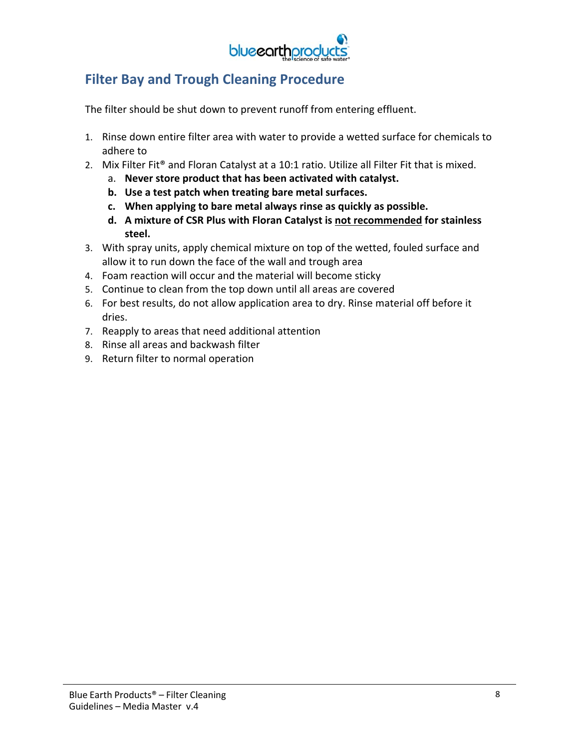## Filter Bay and Trough Cleaning Procedure

The filter should be shut down to prevent runoff from entering effluent.

1. Rinse down entire filter area with water to provide a wetted surface for chemicals to adhere to
2. Mix Filter Fit® and Floran Catalyst at a 10:1 ratio. Utilize all Filter Fit that is mixed.
   a. **Never store product that has been activated with catalyst.**
   b. **Use a test patch when treating bare metal surfaces.**
   c. **When applying to bare metal always rinse as quickly as possible.**
   d. **A mixture of CSR Plus with Floran Catalyst is <u>not recommended</u> for stainless steel.**
3. With spray units, apply chemical mixture on top of the wetted, fouled surface and allow it to run down the face of the wall and trough area
4. Foam reaction will occur and the material will become sticky
5. Continue to clean from the top down until all areas are covered
6. For best results, do not allow application area to dry. Rinse material off before it dries.
7. Reapply to areas that need additional attention
8. Rinse all areas and backwash filter
9. Return filter to normal operation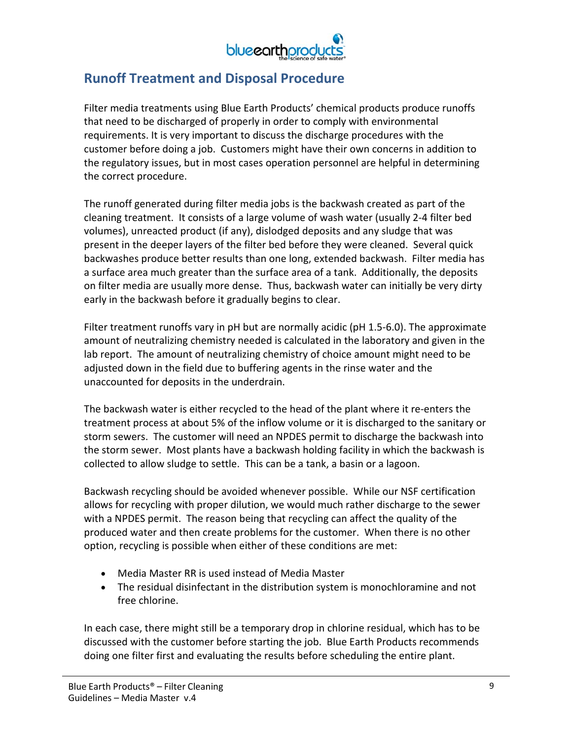## Runoff Treatment and Disposal Procedure

Filter media treatments using Blue Earth Products' chemical products produce runoffs that need to be discharged of properly in order to comply with environmental requirements. It is very important to discuss the discharge procedures with the customer before doing a job. Customers might have their own concerns in addition to the regulatory issues, but in most cases operation personnel are helpful in determining the correct procedure.

The runoff generated during filter media jobs is the backwash created as part of the cleaning treatment. It consists of a large volume of wash water (usually 2-4 filter bed volumes), unreacted product (if any), dislodged deposits and any sludge that was present in the deeper layers of the filter bed before they were cleaned. Several quick backwashes produce better results than one long, extended backwash. Filter media has a surface area much greater than the surface area of a tank. Additionally, the deposits on filter media are usually more dense. Thus, backwash water can initially be very dirty early in the backwash before it gradually begins to clear.

Filter treatment runoffs vary in pH but are normally acidic (pH 1.5-6.0). The approximate amount of neutralizing chemistry needed is calculated in the laboratory and given in the lab report. The amount of neutralizing chemistry of choice amount might need to be adjusted down in the field due to buffering agents in the rinse water and the unaccounted for deposits in the underdrain.

The backwash water is either recycled to the head of the plant where it re-enters the treatment process at about 5% of the inflow volume or it is discharged to the sanitary or storm sewers. The customer will need an NPDES permit to discharge the backwash into the storm sewer. Most plants have a backwash holding facility in which the backwash is collected to allow sludge to settle. This can be a tank, a basin or a lagoon.

Backwash recycling should be avoided whenever possible. While our NSF certification allows for recycling with proper dilution, we would much rather discharge to the sewer with a NPDES permit. The reason being that recycling can affect the quality of the produced water and then create problems for the customer. When there is no other option, recycling is possible when either of these conditions are met:

- Media Master RR is used instead of Media Master
- The residual disinfectant in the distribution system is monochloramine and not free chlorine.

In each case, there might still be a temporary drop in chlorine residual, which has to be discussed with the customer before starting the job. Blue Earth Products recommends doing one filter first and evaluating the results before scheduling the entire plant.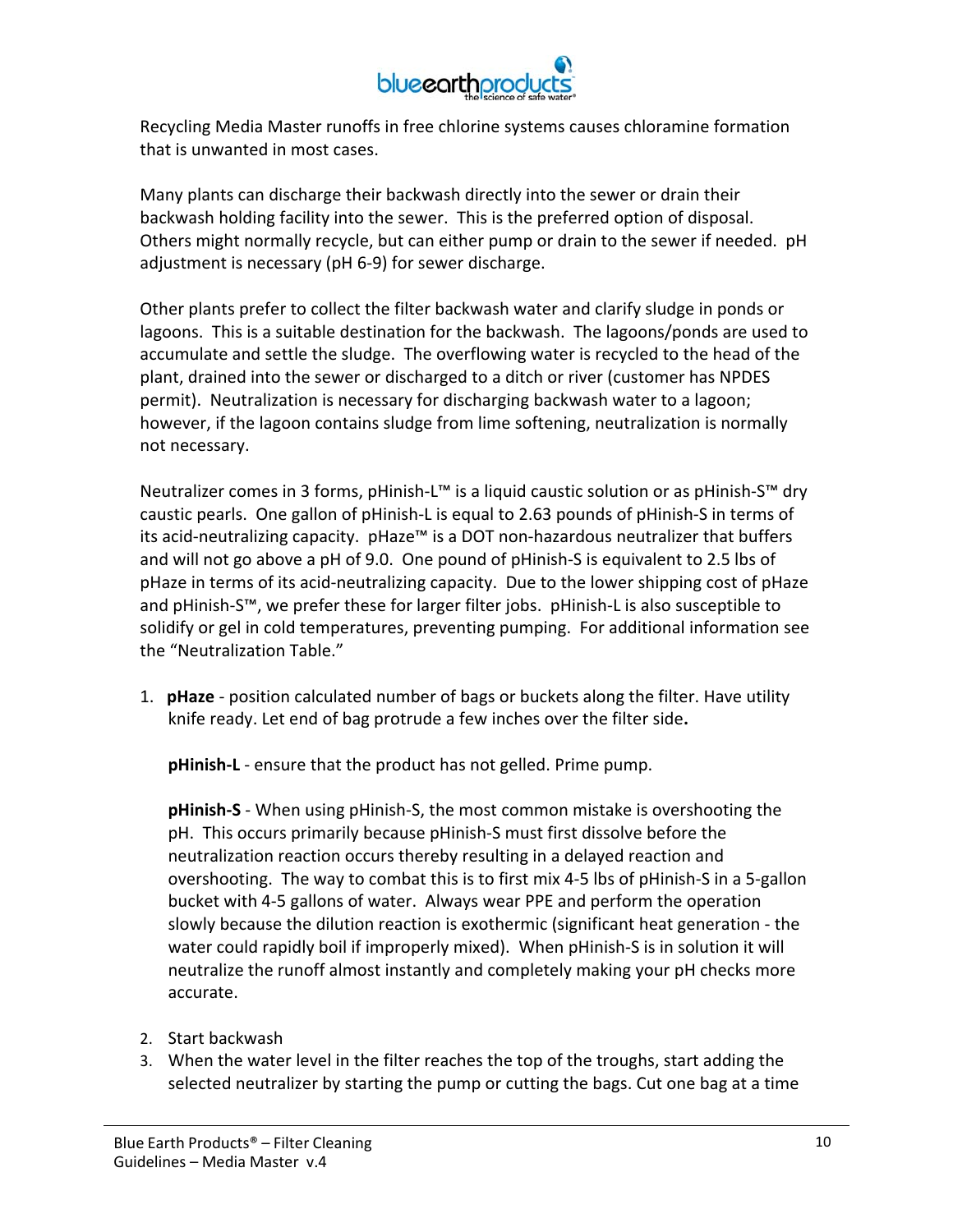Recycling Media Master runoffs in free chlorine systems causes chloramine formation that is unwanted in most cases.

Many plants can discharge their backwash directly into the sewer or drain their backwash holding facility into the sewer. This is the preferred option of disposal. Others might normally recycle, but can either pump or drain to the sewer if needed. pH adjustment is necessary (pH 6-9) for sewer discharge.

Other plants prefer to collect the filter backwash water and clarify sludge in ponds or lagoons. This is a suitable destination for the backwash. The lagoons/ponds are used to accumulate and settle the sludge. The overflowing water is recycled to the head of the plant, drained into the sewer or discharged to a ditch or river (customer has NPDES permit). Neutralization is necessary for discharging backwash water to a lagoon; however, if the lagoon contains sludge from lime softening, neutralization is normally not necessary.

Neutralizer comes in 3 forms, pHinish-L™ is a liquid caustic solution or as pHinish-S™ dry caustic pearls. One gallon of pHinish-L is equal to 2.63 pounds of pHinish-S in terms of its acid-neutralizing capacity. pHaze™ is a DOT non-hazardous neutralizer that buffers and will not go above a pH of 9.0. One pound of pHinish-S is equivalent to 2.5 lbs of pHaze in terms of its acid-neutralizing capacity. Due to the lower shipping cost of pHaze and pHinish-S™, we prefer these for larger filter jobs. pHinish-L is also susceptible to solidify or gel in cold temperatures, preventing pumping. For additional information see the "Neutralization Table."

1. **pHaze** - position calculated number of bags or buckets along the filter. Have utility knife ready. Let end of bag protrude a few inches over the filter side**.**

   **pHinish-L** - ensure that the product has not gelled. Prime pump.

   **pHinish-S** - When using pHinish-S, the most common mistake is overshooting the pH. This occurs primarily because pHinish-S must first dissolve before the neutralization reaction occurs thereby resulting in a delayed reaction and overshooting. The way to combat this is to first mix 4-5 lbs of pHinish-S in a 5-gallon bucket with 4-5 gallons of water. Always wear PPE and perform the operation slowly because the dilution reaction is exothermic (significant heat generation - the water could rapidly boil if improperly mixed). When pHinish-S is in solution it will neutralize the runoff almost instantly and completely making your pH checks more accurate.

2. Start backwash
3. When the water level in the filter reaches the top of the troughs, start adding the selected neutralizer by starting the pump or cutting the bags. Cut one bag at a time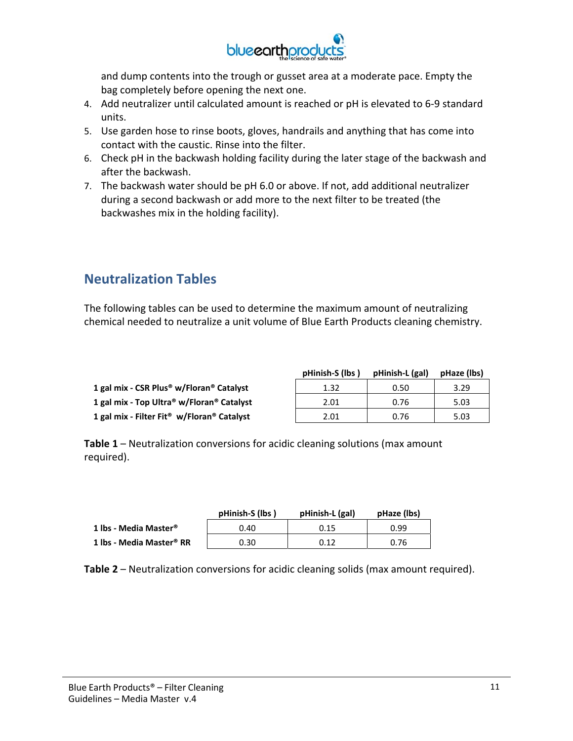and dump contents into the trough or gusset area at a moderate pace. Empty the bag completely before opening the next one.

4. Add neutralizer until calculated amount is reached or pH is elevated to 6-9 standard units.
5. Use garden hose to rinse boots, gloves, handrails and anything that has come into contact with the caustic. Rinse into the filter.
6. Check pH in the backwash holding facility during the later stage of the backwash and after the backwash.
7. The backwash water should be pH 6.0 or above. If not, add additional neutralizer during a second backwash or add more to the next filter to be treated (the backwashes mix in the holding facility).

## Neutralization Tables

The following tables can be used to determine the maximum amount of neutralizing chemical needed to neutralize a unit volume of Blue Earth Products cleaning chemistry.

| | pHinish-S (lbs ) | pHinish-L (gal) | pHaze (lbs) |
|---|---|---|---|
| **1 gal mix - CSR Plus® w/Floran® Catalyst** | 1.32 | 0.50 | 3.29 |
| **1 gal mix - Top Ultra® w/Floran® Catalyst** | 2.01 | 0.76 | 5.03 |
| **1 gal mix - Filter Fit® w/Floran® Catalyst** | 2.01 | 0.76 | 5.03 |

**Table 1** – Neutralization conversions for acidic cleaning solutions (max amount required).

| | pHinish-S (lbs ) | pHinish-L (gal) | pHaze (lbs) |
|---|---|---|---|
| **1 lbs - Media Master®** | 0.40 | 0.15 | 0.99 |
| **1 lbs - Media Master® RR** | 0.30 | 0.12 | 0.76 |

**Table 2** – Neutralization conversions for acidic cleaning solids (max amount required).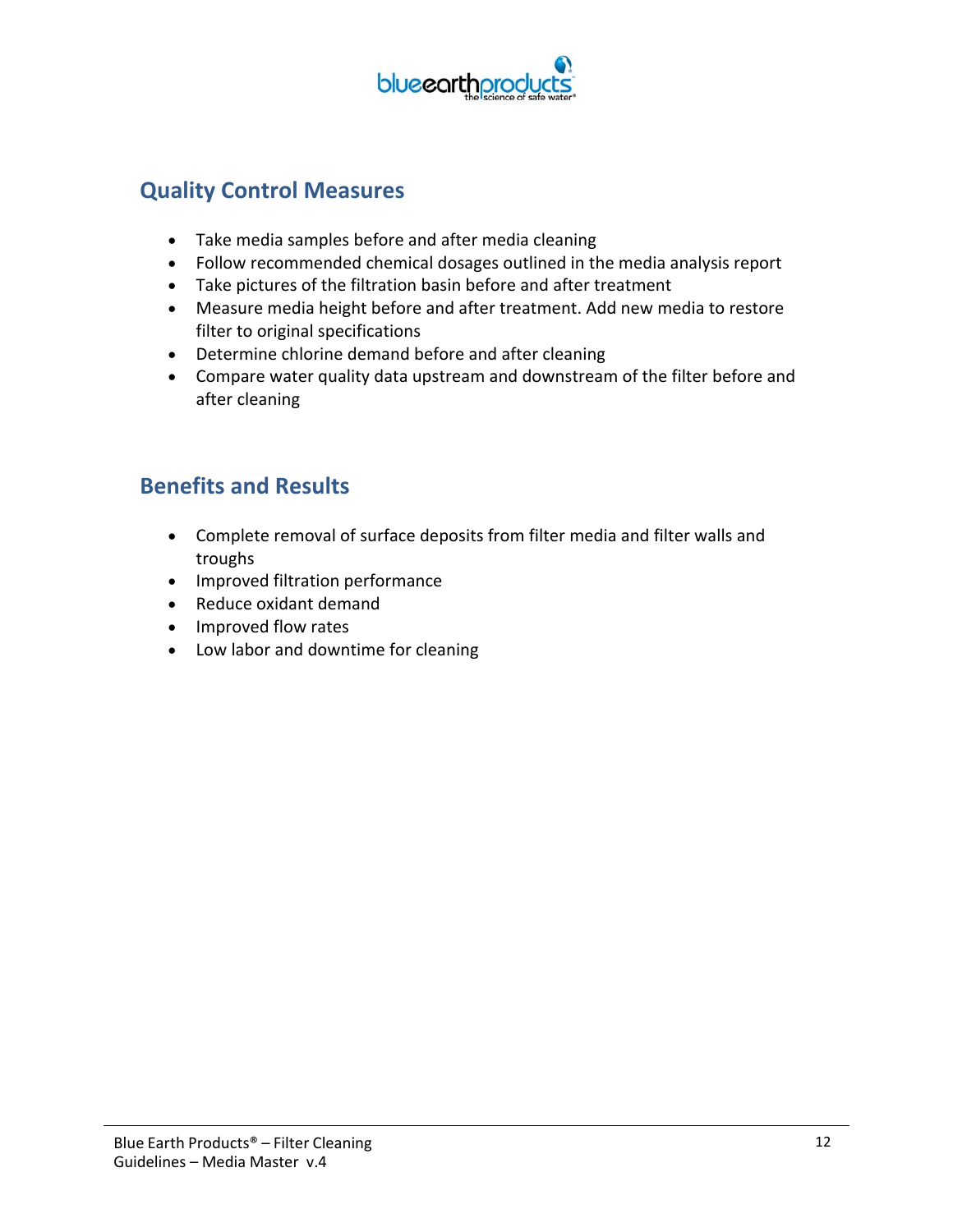## Quality Control Measures

- Take media samples before and after media cleaning
- Follow recommended chemical dosages outlined in the media analysis report
- Take pictures of the filtration basin before and after treatment
- Measure media height before and after treatment. Add new media to restore filter to original specifications
- Determine chlorine demand before and after cleaning
- Compare water quality data upstream and downstream of the filter before and after cleaning

## Benefits and Results

- Complete removal of surface deposits from filter media and filter walls and troughs
- Improved filtration performance
- Reduce oxidant demand
- Improved flow rates
- Low labor and downtime for cleaning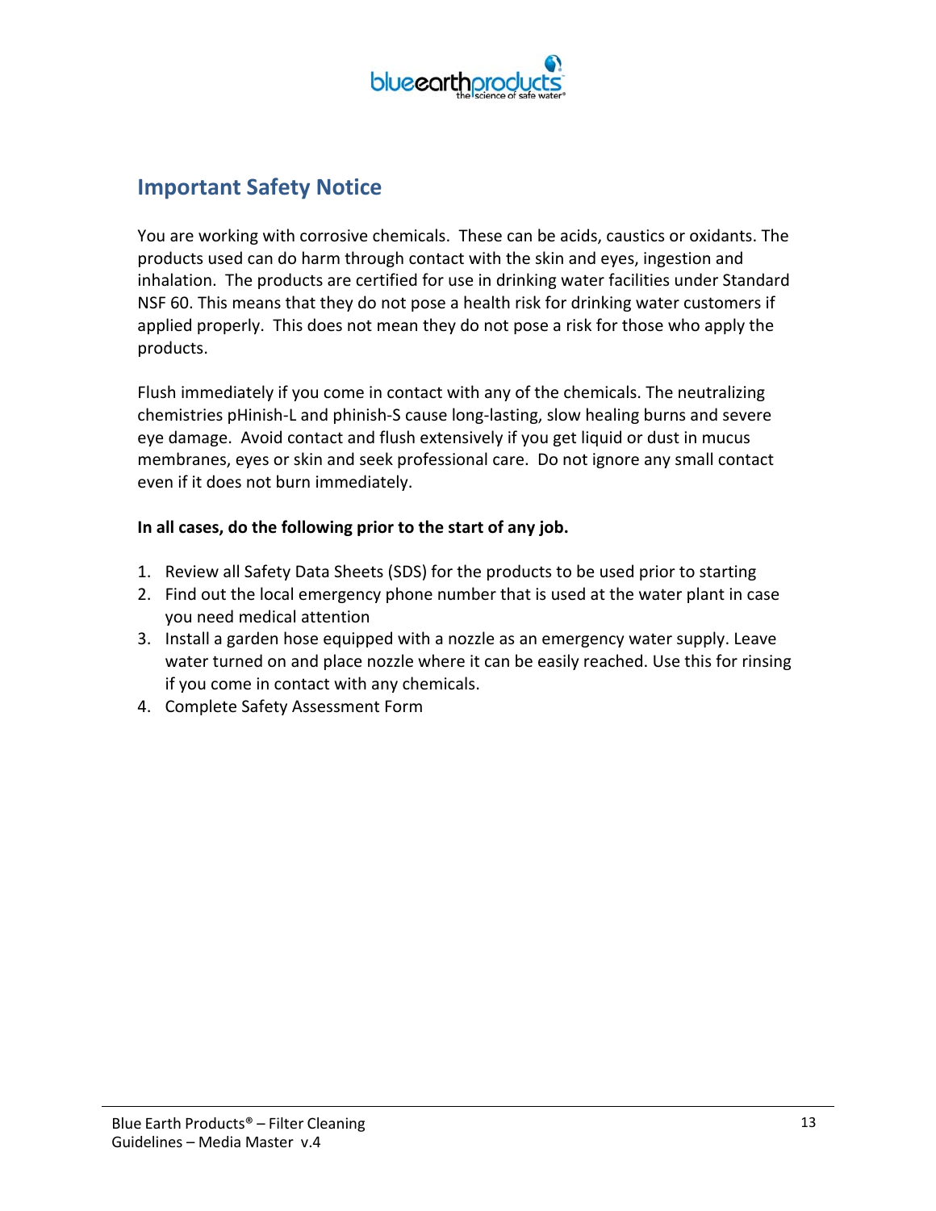## Important Safety Notice

You are working with corrosive chemicals. These can be acids, caustics or oxidants. The products used can do harm through contact with the skin and eyes, ingestion and inhalation. The products are certified for use in drinking water facilities under Standard NSF 60. This means that they do not pose a health risk for drinking water customers if applied properly. This does not mean they do not pose a risk for those who apply the products.

Flush immediately if you come in contact with any of the chemicals. The neutralizing chemistries pHinish-L and phinish-S cause long-lasting, slow healing burns and severe eye damage. Avoid contact and flush extensively if you get liquid or dust in mucus membranes, eyes or skin and seek professional care. Do not ignore any small contact even if it does not burn immediately.

**In all cases, do the following prior to the start of any job.**

1. Review all Safety Data Sheets (SDS) for the products to be used prior to starting
2. Find out the local emergency phone number that is used at the water plant in case you need medical attention
3. Install a garden hose equipped with a nozzle as an emergency water supply. Leave water turned on and place nozzle where it can be easily reached. Use this for rinsing if you come in contact with any chemicals.
4. Complete Safety Assessment Form